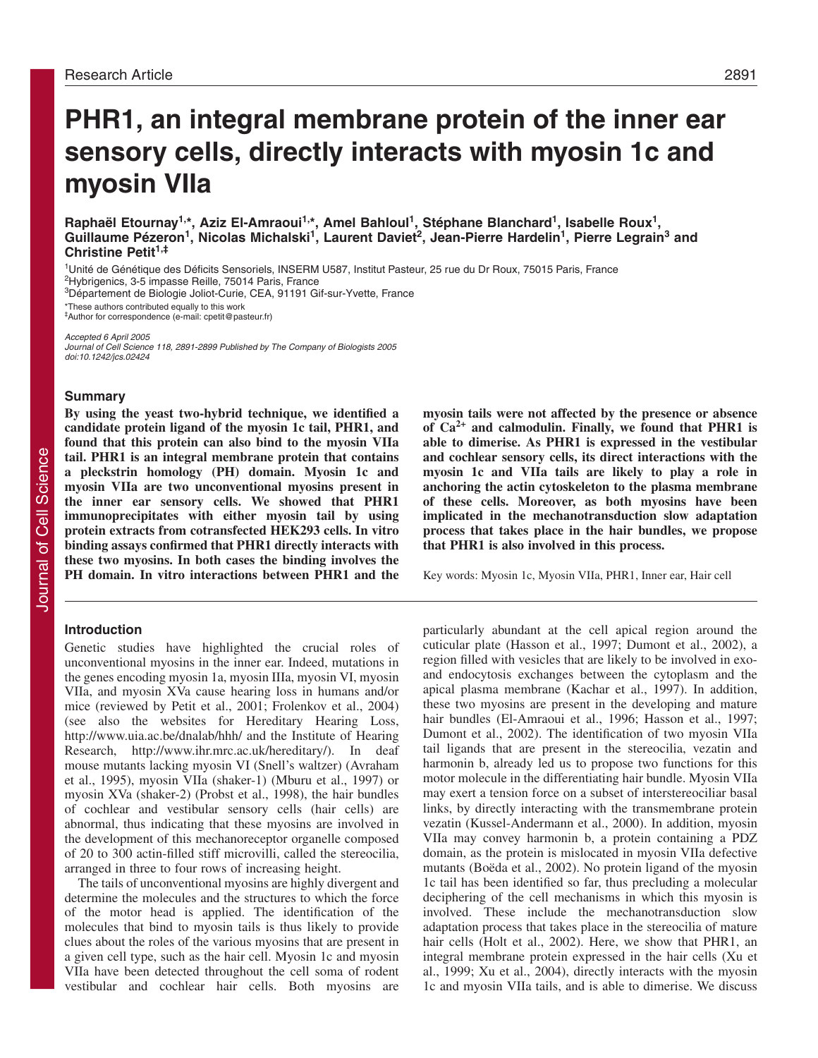# PHR1, an integral membrane protein of the inner ear sensory cells, directly interacts with myosin 1c and myosin VIIa

**Raphaël Etournay[1,*], Aziz El-Amraoui[1,*], Amel Bahloul[1], Stéphane Blanchard[1], Isabelle Roux[1], Guillaume Pézeron[1], Nicolas Michalski[1], Laurent Daviet[2], Jean-Pierre Hardelin[1], Pierre Legrain[3] and Christine Petit[1,‡]**

[1]Unité de Génétique des Déficits Sensoriels, INSERM U587, Institut Pasteur, 25 rue du Dr Roux, 75015 Paris, France
[2]Hybrigenics, 3-5 impasse Reille, 75014 Paris, France
[3]Département de Biologie Joliot-Curie, CEA, 91191 Gif-sur-Yvette, France

*These authors contributed equally to this work
‡Author for correspondence (e-mail: cpetit@pasteur.fr)

*Accepted 6 April 2005*
*Journal of Cell Science 118, 2891-2899 Published by The Company of Biologists 2005*
*doi:10.1242/jcs.02424*

## Summary

**By using the yeast two-hybrid technique, we identified a candidate protein ligand of the myosin 1c tail, PHR1, and found that this protein can also bind to the myosin VIIa tail. PHR1 is an integral membrane protein that contains a pleckstrin homology (PH) domain. Myosin 1c and myosin VIIa are two unconventional myosins present in the inner ear sensory cells. We showed that PHR1 immunoprecipitates with either myosin tail by using protein extracts from cotransfected HEK293 cells. In vitro binding assays confirmed that PHR1 directly interacts with these two myosins. In both cases the binding involves the PH domain. In vitro interactions between PHR1 and the myosin tails were not affected by the presence or absence of $Ca^{2+}$ and calmodulin. Finally, we found that PHR1 is able to dimerise. As PHR1 is expressed in the vestibular and cochlear sensory cells, its direct interactions with the myosin 1c and VIIa tails are likely to play a role in anchoring the actin cytoskeleton to the plasma membrane of these cells. Moreover, as both myosins have been implicated in the mechanotransduction slow adaptation process that takes place in the hair bundles, we propose that PHR1 is also involved in this process.**

Key words: Myosin 1c, Myosin VIIa, PHR1, Inner ear, Hair cell

## Introduction

Genetic studies have highlighted the crucial roles of unconventional myosins in the inner ear. Indeed, mutations in the genes encoding myosin 1a, myosin IIIa, myosin VI, myosin VIIa, and myosin XVa cause hearing loss in humans and/or mice (reviewed by Petit et al., 2001; Frolenkov et al., 2004) (see also the websites for Hereditary Hearing Loss, http://www.uia.ac.be/dnalab/hhh/ and the Institute of Hearing Research, http://www.ihr.mrc.ac.uk/hereditary/). In deaf mouse mutants lacking myosin VI (Snell's waltzer) (Avraham et al., 1995), myosin VIIa (shaker-1) (Mburu et al., 1997) or myosin XVa (shaker-2) (Probst et al., 1998), the hair bundles of cochlear and vestibular sensory cells (hair cells) are abnormal, thus indicating that these myosins are involved in the development of this mechanoreceptor organelle composed of 20 to 300 actin-filled stiff microvilli, called the stereocilia, arranged in three to four rows of increasing height.

The tails of unconventional myosins are highly divergent and determine the molecules and the structures to which the force of the motor head is applied. The identification of the molecules that bind to myosin tails is thus likely to provide clues about the roles of the various myosins that are present in a given cell type, such as the hair cell. Myosin 1c and myosin VIIa have been detected throughout the cell soma of rodent vestibular and cochlear hair cells. Both myosins are particularly abundant at the cell apical region around the cuticular plate (Hasson et al., 1997; Dumont et al., 2002), a region filled with vesicles that are likely to be involved in exo- and endocytosis exchanges between the cytoplasm and the apical plasma membrane (Kachar et al., 1997). In addition, these two myosins are present in the developing and mature hair bundles (El-Amraoui et al., 1996; Hasson et al., 1997; Dumont et al., 2002). The identification of two myosin VIIa tail ligands that are present in the stereocilia, vezatin and harmonin b, already led us to propose two functions for this motor molecule in the differentiating hair bundle. Myosin VIIa may exert a tension force on a subset of interstereociliar basal links, by directly interacting with the transmembrane protein vezatin (Kussel-Andermann et al., 2000). In addition, myosin VIIa may convey harmonin b, a protein containing a PDZ domain, as the protein is mislocated in myosin VIIa defective mutants (Boëda et al., 2002). No protein ligand of the myosin 1c tail has been identified so far, thus precluding a molecular deciphering of the cell mechanisms in which this myosin is involved. These include the mechanotransduction slow adaptation process that takes place in the stereocilia of mature hair cells (Holt et al., 2002). Here, we show that PHR1, an integral membrane protein expressed in the hair cells (Xu et al., 1999; Xu et al., 2004), directly interacts with the myosin 1c and myosin VIIa tails, and is able to dimerise. We discuss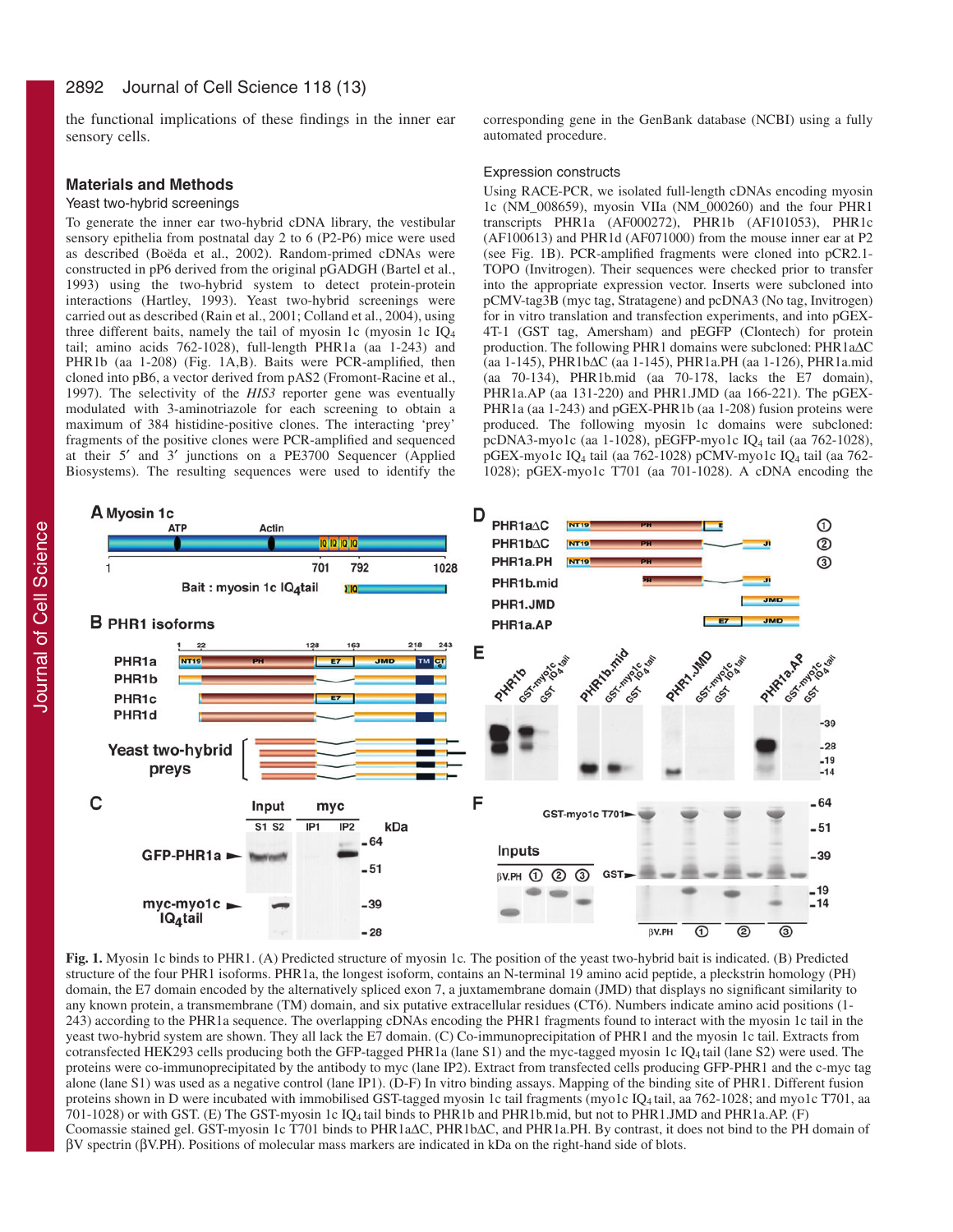the functional implications of these findings in the inner ear sensory cells.

## Materials and Methods

### Yeast two-hybrid screenings

To generate the inner ear two-hybrid cDNA library, the vestibular sensory epithelia from postnatal day 2 to 6 (P2-P6) mice were used as described (Boëda et al., 2002). Random-primed cDNAs were constructed in pP6 derived from the original pGADGH (Bartel et al., 1993) using the two-hybrid system to detect protein-protein interactions (Hartley, 1993). Yeast two-hybrid screenings were carried out as described (Rain et al., 2001; Colland et al., 2004), using three different baits, namely the tail of myosin 1c (myosin 1c $IQ_4$ tail; amino acids 762-1028), full-length PHR1a (aa 1-243) and PHR1b (aa 1-208) (Fig. 1A,B). Baits were PCR-amplified, then cloned into pB6, a vector derived from pAS2 (Fromont-Racine et al., 1997). The selectivity of the *HIS3* reporter gene was eventually modulated with 3-aminotriazole for each screening to obtain a maximum of 384 histidine-positive clones. The interacting 'prey' fragments of the positive clones were PCR-amplified and sequenced at their 5′ and 3′ junctions on a PE3700 Sequencer (Applied Biosystems). The resulting sequences were used to identify the corresponding gene in the GenBank database (NCBI) using a fully automated procedure.

### Expression constructs

Using RACE-PCR, we isolated full-length cDNAs encoding myosin 1c (NM_008659), myosin VIIa (NM_000260) and the four PHR1 transcripts PHR1a (AF000272), PHR1b (AF101053), PHR1c (AF100613) and PHR1d (AF071000) from the mouse inner ear at P2 (see Fig. 1B). PCR-amplified fragments were cloned into pCR2.1-TOPO (Invitrogen). Their sequences were checked prior to transfer into the appropriate expression vector. Inserts were subcloned into pCMV-tag3B (myc tag, Stratagene) and pcDNA3 (No tag, Invitrogen) for in vitro translation and transfection experiments, and into pGEX-4T-1 (GST tag, Amersham) and pEGFP (Clontech) for protein production. The following PHR1 domains were subcloned: PHR1aΔC (aa 1-145), PHR1bΔC (aa 1-145), PHR1a.PH (aa 1-126), PHR1a.mid (aa 70-134), PHR1b.mid (aa 70-178, lacks the E7 domain), PHR1a.AP (aa 131-220) and PHR1.JMD (aa 166-221). The pGEX-PHR1a (aa 1-243) and pGEX-PHR1b (aa 1-208) fusion proteins were produced. The following myosin 1c domains were subcloned: pcDNA3-myo1c (aa 1-1028), pEGFP-myo1c $IQ_4$ tail (aa 762-1028), pGEX-myo1c $IQ_4$ tail (aa 762-1028) pCMV-myo1c $IQ_4$ tail (aa 762-1028); pGEX-myo1c T701 (aa 701-1028). A cDNA encoding the

**Fig. 1.** Myosin 1c binds to PHR1. (A) Predicted structure of myosin 1c. The position of the yeast two-hybrid bait is indicated. (B) Predicted structure of the four PHR1 isoforms. PHR1a, the longest isoform, contains an N-terminal 19 amino acid peptide, a pleckstrin homology (PH) domain, the E7 domain encoded by the alternatively spliced exon 7, a juxtamembrane domain (JMD) that displays no significant similarity to any known protein, a transmembrane (TM) domain, and six putative extracellular residues (CT6). Numbers indicate amino acid positions (1-243) according to the PHR1a sequence. The overlapping cDNAs encoding the PHR1 fragments found to interact with the myosin 1c tail in the yeast two-hybrid system are shown. They all lack the E7 domain. (C) Co-immunoprecipitation of PHR1 and the myosin 1c tail. Extracts from cotransfected HEK293 cells producing both the GFP-tagged PHR1a (lane S1) and the myc-tagged myosin 1c $IQ_4$ tail (lane S2) were used. The proteins were co-immunoprecipitated by the antibody to myc (lane IP2). Extract from transfected cells producing GFP-PHR1 and the c-myc tag alone (lane S1) was used as a negative control (lane IP1). (D-F) In vitro binding assays. Mapping of the binding site of PHR1. Different fusion proteins shown in D were incubated with immobilised GST-tagged myosin 1c tail fragments (myo1c $IQ_4$ tail, aa 762-1028; and myo1c T701, aa 701-1028) or with GST. (E) The GST-myosin 1c $IQ_4$ tail binds to PHR1b and PHR1b.mid, but not to PHR1.JMD and PHR1a.AP. (F) Coomassie stained gel. GST-myosin 1c T701 binds to PHR1aΔC, PHR1bΔC, and PHR1a.PH. By contrast, it does not bind to the PH domain of βV spectrin (βV.PH). Positions of molecular mass markers are indicated in kDa on the right-hand side of blots.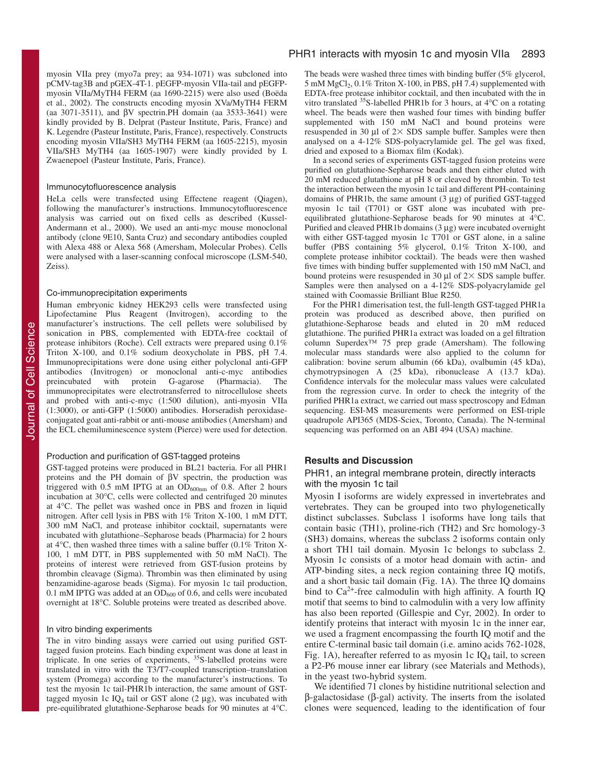myosin VIIa prey (myo7a prey; aa 934-1071) was subcloned into pCMV-tag3B and pGEX-4T-1. pEGFP-myosin VIIa-tail and pEGFP-myosin VIIa/MyTH4 FERM (aa 1690-2215) were also used (Boëda et al., 2002). The constructs encoding myosin XVa/MyTH4 FERM (aa 3071-3511), and βV spectrin.PH domain (aa 3533-3641) were kindly provided by B. Delprat (Pasteur Institute, Paris, France) and K. Legendre (Pasteur Institute, Paris, France), respectively. Constructs encoding myosin VIIa/SH3 MyTH4 FERM (aa 1605-2215), myosin VIIa/SH3 MyTH4 (aa 1605-1907) were kindly provided by I. Zwaenepoel (Pasteur Institute, Paris, France).

### Immunocytofluorescence analysis

HeLa cells were transfected using Effectene reagent (Qiagen), following the manufacturer's instructions. Immunocytofluorescence analysis was carried out on fixed cells as described (Kussel-Andermann et al., 2000). We used an anti-myc mouse monoclonal antibody (clone 9E10, Santa Cruz) and secondary antibodies coupled with Alexa 488 or Alexa 568 (Amersham, Molecular Probes). Cells were analysed with a laser-scanning confocal microscope (LSM-540, Zeiss).

### Co-immunoprecipitation experiments

Human embryonic kidney HEK293 cells were transfected using Lipofectamine Plus Reagent (Invitrogen), according to the manufacturer's instructions. The cell pellets were solubilised by sonication in PBS, complemented with EDTA-free cocktail of protease inhibitors (Roche). Cell extracts were prepared using 0.1% Triton X-100, and 0.1% sodium deoxycholate in PBS, pH 7.4. Immunoprecipitations were done using either polyclonal anti-GFP antibodies (Invitrogen) or monoclonal anti-c-myc antibodies preincubated with protein G-agarose (Pharmacia). The immunoprecipitates were electrotransferred to nitrocellulose sheets and probed with anti-c-myc (1:500 dilution), anti-myosin VIIa (1:3000), or anti-GFP (1:5000) antibodies. Horseradish peroxidase-conjugated goat anti-rabbit or anti-mouse antibodies (Amersham) and the ECL chemiluminescence system (Pierce) were used for detection.

### Production and purification of GST-tagged proteins

GST-tagged proteins were produced in BL21 bacteria. For all PHR1 proteins and the PH domain of βV spectrin, the production was triggered with 0.5 mM IPTG at an $OD_{600nm}$ of 0.8. After 2 hours incubation at 30°C, cells were collected and centrifuged 20 minutes at 4°C. The pellet was washed once in PBS and frozen in liquid nitrogen. After cell lysis in PBS with 1% Triton X-100, 1 mM DTT, 300 mM NaCl, and protease inhibitor cocktail, supernatants were incubated with glutathione–Sepharose beads (Pharmacia) for 2 hours at 4°C, then washed three times with a saline buffer (0.1% Triton X-100, 1 mM DTT, in PBS supplemented with 50 mM NaCl). The proteins of interest were retrieved from GST-fusion proteins by thrombin cleavage (Sigma). Thrombin was then eliminated by using benzamidine-agarose beads (Sigma). For myosin 1c tail production, 0.1 mM IPTG was added at an $OD_{600}$ of 0.6, and cells were incubated overnight at 18°C. Soluble proteins were treated as described above.

### In vitro binding experiments

The in vitro binding assays were carried out using purified GST-tagged fusion proteins. Each binding experiment was done at least in triplicate. In one series of experiments, $^{35}$S-labelled proteins were translated in vitro with the T3/T7-coupled transcription–translation system (Promega) according to the manufacturer's instructions. To test the myosin 1c tail-PHR1b interaction, the same amount of GST-tagged myosin 1c $IQ_4$ tail or GST alone (2 µg), was incubated with pre-equilibrated glutathione-Sepharose beads for 90 minutes at 4°C. The beads were washed three times with binding buffer (5% glycerol, 5 mM $MgCl_2$, 0.1% Triton X-100, in PBS, pH 7.4) supplemented with EDTA-free protease inhibitor cocktail, and then incubated with the in vitro translated $^{35}$S-labelled PHR1b for 3 hours, at 4°C on a rotating wheel. The beads were then washed four times with binding buffer supplemented with 150 mM NaCl and bound proteins were resuspended in 30 µl of 2× SDS sample buffer. Samples were then analysed on a 4-12% SDS-polyacrylamide gel. The gel was fixed, dried and exposed to a Biomax film (Kodak).

In a second series of experiments GST-tagged fusion proteins were purified on glutathione-Sepharose beads and then either eluted with 20 mM reduced glutathione at pH 8 or cleaved by thrombin. To test the interaction between the myosin 1c tail and different PH-containing domains of PHR1b, the same amount (3 µg) of purified GST-tagged myosin 1c tail (T701) or GST alone was incubated with pre-equilibrated glutathione-Sepharose beads for 90 minutes at 4°C. Purified and cleaved PHR1b domains (3 µg) were incubated overnight with either GST-tagged myosin 1c T701 or GST alone, in a saline buffer (PBS containing 5% glycerol, 0.1% Triton X-100, and complete protease inhibitor cocktail). The beads were then washed five times with binding buffer supplemented with 150 mM NaCl, and bound proteins were resuspended in 30 µl of 2× SDS sample buffer. Samples were then analysed on a 4-12% SDS-polyacrylamide gel stained with Coomassie Brilliant Blue R250.

For the PHR1 dimerisation test, the full-length GST-tagged PHR1a protein was produced as described above, then purified on glutathione-Sepharose beads and eluted in 20 mM reduced glutathione. The purified PHR1a extract was loaded on a gel filtration column Superdex™ 75 prep grade (Amersham). The following molecular mass standards were also applied to the column for calibration: bovine serum albumin (66 kDa), ovalbumin (45 kDa), chymotrypsinogen A (25 kDa), ribonuclease A (13.7 kDa). Confidence intervals for the molecular mass values were calculated from the regression curve. In order to check the integrity of the purified PHR1a extract, we carried out mass spectroscopy and Edman sequencing. ESI-MS measurements were performed on ESI-triple quadrupole API365 (MDS-Sciex, Toronto, Canada). The N-terminal sequencing was performed on an ABI 494 (USA) machine.

## Results and Discussion

### PHR1, an integral membrane protein, directly interacts with the myosin 1c tail

Myosin I isoforms are widely expressed in invertebrates and vertebrates. They can be grouped into two phylogenetically distinct subclasses. Subclass 1 isoforms have long tails that contain basic (TH1), proline-rich (TH2) and Src homology-3 (SH3) domains, whereas the subclass 2 isoforms contain only a short TH1 tail domain. Myosin 1c belongs to subclass 2. Myosin 1c consists of a motor head domain with actin- and ATP-binding sites, a neck region containing three IQ motifs, and a short basic tail domain (Fig. 1A). The three IQ domains bind to $Ca^{2+}$-free calmodulin with high affinity. A fourth IQ motif that seems to bind to calmodulin with a very low affinity has also been reported (Gillespie and Cyr, 2002). In order to identify proteins that interact with myosin 1c in the inner ear, we used a fragment encompassing the fourth IQ motif and the entire C-terminal basic tail domain (i.e. amino acids 762-1028, Fig. 1A), hereafter referred to as myosin 1c $IQ_4$ tail, to screen a P2-P6 mouse inner ear library (see Materials and Methods), in the yeast two-hybrid system.

We identified 71 clones by histidine nutritional selection and β-galactosidase (β-gal) activity. The inserts from the isolated clones were sequenced, leading to the identification of four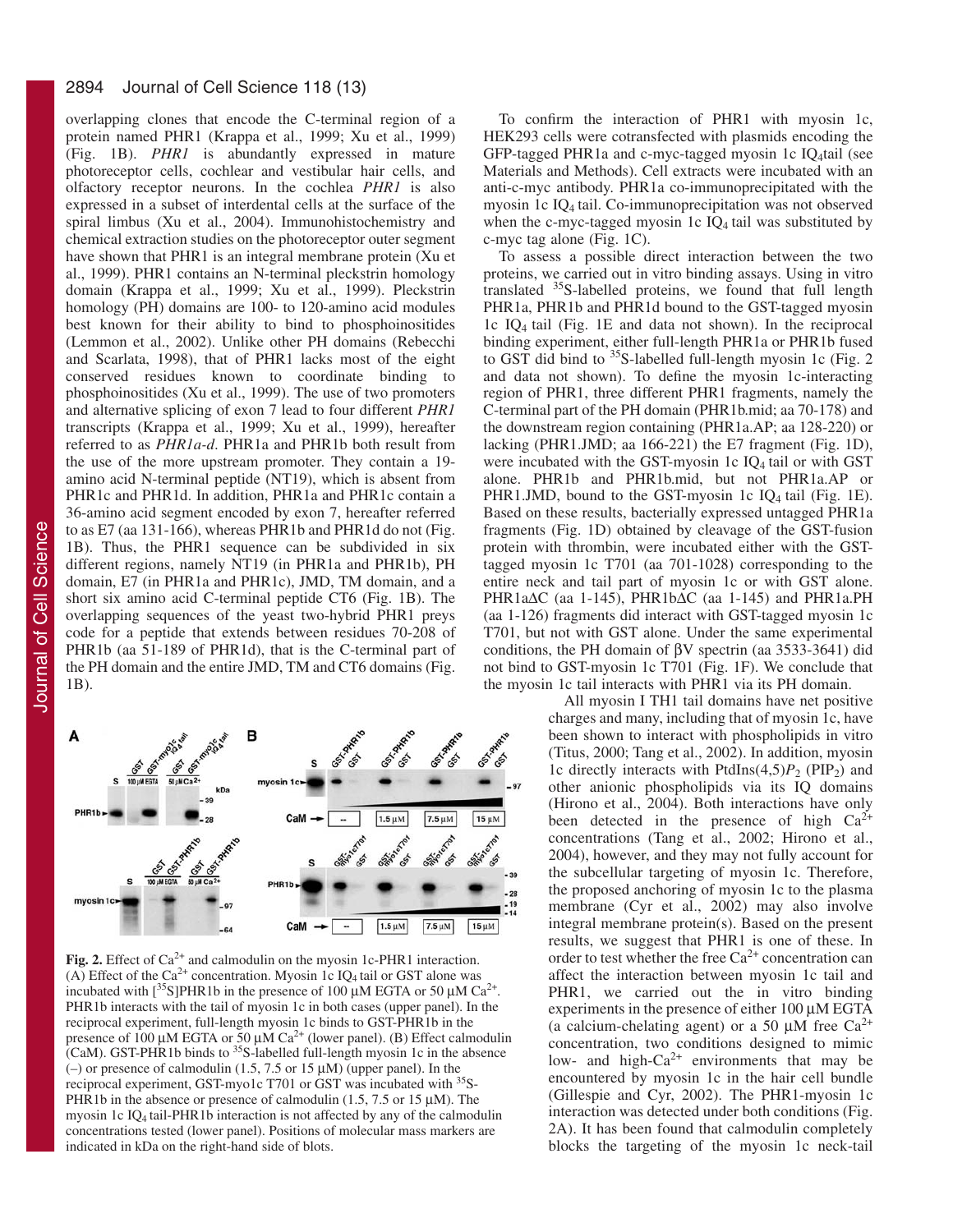overlapping clones that encode the C-terminal region of a protein named PHR1 (Krappa et al., 1999; Xu et al., 1999) (Fig. 1B). *PHR1* is abundantly expressed in mature photoreceptor cells, cochlear and vestibular hair cells, and olfactory receptor neurons. In the cochlea *PHR1* is also expressed in a subset of interdental cells at the surface of the spiral limbus (Xu et al., 2004). Immunohistochemistry and chemical extraction studies on the photoreceptor outer segment have shown that PHR1 is an integral membrane protein (Xu et al., 1999). PHR1 contains an N-terminal pleckstrin homology domain (Krappa et al., 1999; Xu et al., 1999). Pleckstrin homology (PH) domains are 100- to 120-amino acid modules best known for their ability to bind to phosphoinositides (Lemmon et al., 2002). Unlike other PH domains (Rebecchi and Scarlata, 1998), that of PHR1 lacks most of the eight conserved residues known to coordinate binding to phosphoinositides (Xu et al., 1999). The use of two promoters and alternative splicing of exon 7 lead to four different *PHR1* transcripts (Krappa et al., 1999; Xu et al., 1999), hereafter referred to as *PHR1a-d*. PHR1a and PHR1b both result from the use of the more upstream promoter. They contain a 19-amino acid N-terminal peptide (NT19), which is absent from PHR1c and PHR1d. In addition, PHR1a and PHR1c contain a 36-amino acid segment encoded by exon 7, hereafter referred to as E7 (aa 131-166), whereas PHR1b and PHR1d do not (Fig. 1B). Thus, the PHR1 sequence can be subdivided in six different regions, namely NT19 (in PHR1a and PHR1b), PH domain, E7 (in PHR1a and PHR1c), JMD, TM domain, and a short six amino acid C-terminal peptide CT6 (Fig. 1B). The overlapping sequences of the yeast two-hybrid PHR1 preys code for a peptide that extends between residues 70-208 of PHR1b (aa 51-189 of PHR1d), that is the C-terminal part of the PH domain and the entire JMD, TM and CT6 domains (Fig. 1B).

To confirm the interaction of PHR1 with myosin 1c, HEK293 cells were cotransfected with plasmids encoding the GFP-tagged PHR1a and c-myc-tagged myosin 1c $IQ_4$tail (see Materials and Methods). Cell extracts were incubated with an anti-c-myc antibody. PHR1a co-immunoprecipitated with the myosin 1c $IQ_4$ tail. Co-immunoprecipitation was not observed when the c-myc-tagged myosin 1c $IQ_4$ tail was substituted by c-myc tag alone (Fig. 1C).

To assess a possible direct interaction between the two proteins, we carried out in vitro binding assays. Using in vitro translated $^{35}$S-labelled proteins, we found that full length PHR1a, PHR1b and PHR1d bound to the GST-tagged myosin 1c $IQ_4$ tail (Fig. 1E and data not shown). In the reciprocal binding experiment, either full-length PHR1a or PHR1b fused to GST did bind to $^{35}$S-labelled full-length myosin 1c (Fig. 2 and data not shown). To define the myosin 1c-interacting region of PHR1, three different PHR1 fragments, namely the C-terminal part of the PH domain (PHR1b.mid; aa 70-178) and the downstream region containing (PHR1a.AP; aa 128-220) or lacking (PHR1.JMD; aa 166-221) the E7 fragment (Fig. 1D), were incubated with the GST-myosin 1c $IQ_4$ tail or with GST alone. PHR1b and PHR1b.mid, but not PHR1a.AP or PHR1.JMD, bound to the GST-myosin 1c $IQ_4$ tail (Fig. 1E). Based on these results, bacterially expressed untagged PHR1a fragments (Fig. 1D) obtained by cleavage of the GST-fusion protein with thrombin, were incubated either with the GST-tagged myosin 1c T701 (aa 701-1028) corresponding to the entire neck and tail part of myosin 1c or with GST alone. PHR1aΔC (aa 1-145), PHR1bΔC (aa 1-145) and PHR1a.PH (aa 1-126) fragments did interact with GST-tagged myosin 1c T701, but not with GST alone. Under the same experimental conditions, the PH domain of βV spectrin (aa 3533-3641) did not bind to GST-myosin 1c T701 (Fig. 1F). We conclude that the myosin 1c tail interacts with PHR1 via its PH domain.

All myosin I TH1 tail domains have net positive charges and many, including that of myosin 1c, have been shown to interact with phospholipids in vitro (Titus, 2000; Tang et al., 2002). In addition, myosin 1c directly interacts with PtdIns(4,5)$P_2$ ($PIP_2$) and other anionic phospholipids via its IQ domains (Hirono et al., 2004). Both interactions have only been detected in the presence of high $Ca^{2+}$ concentrations (Tang et al., 2002; Hirono et al., 2004), however, and they may not fully account for the subcellular targeting of myosin 1c. Therefore, the proposed anchoring of myosin 1c to the plasma membrane (Cyr et al., 2002) may also involve integral membrane protein(s). Based on the present results, we suggest that PHR1 is one of these. In order to test whether the free $Ca^{2+}$ concentration can affect the interaction between myosin 1c tail and PHR1, we carried out the in vitro binding experiments in the presence of either 100 μM EGTA (a calcium-chelating agent) or a 50 μM free $Ca^{2+}$ concentration, two conditions designed to mimic low- and high-$Ca^{2+}$ environments that may be encountered by myosin 1c in the hair cell bundle (Gillespie and Cyr, 2002). The PHR1-myosin 1c interaction was detected under both conditions (Fig. 2A). It has been found that calmodulin completely blocks the targeting of the myosin 1c neck-tail

**Fig. 2.** Effect of $Ca^{2+}$ and calmodulin on the myosin 1c-PHR1 interaction. (A) Effect of the $Ca^{2+}$ concentration. Myosin 1c $IQ_4$ tail or GST alone was incubated with [$^{35}$S]PHR1b in the presence of 100 μM EGTA or 50 μM $Ca^{2+}$. PHR1b interacts with the tail of myosin 1c in both cases (upper panel). In the reciprocal experiment, full-length myosin 1c binds to GST-PHR1b in the presence of 100 μM EGTA or 50 μM $Ca^{2+}$ (lower panel). (B) Effect calmodulin (CaM). GST-PHR1b binds to $^{35}$S-labelled full-length myosin 1c in the absence (–) or presence of calmodulin (1.5, 7.5 or 15 μM) (upper panel). In the reciprocal experiment, GST-myo1c T701 or GST was incubated with $^{35}$S-PHR1b in the absence or presence of calmodulin (1.5, 7.5 or 15 μM). The myosin 1c $IQ_4$ tail-PHR1b interaction is not affected by any of the calmodulin concentrations tested (lower panel). Positions of molecular mass markers are indicated in kDa on the right-hand side of blots.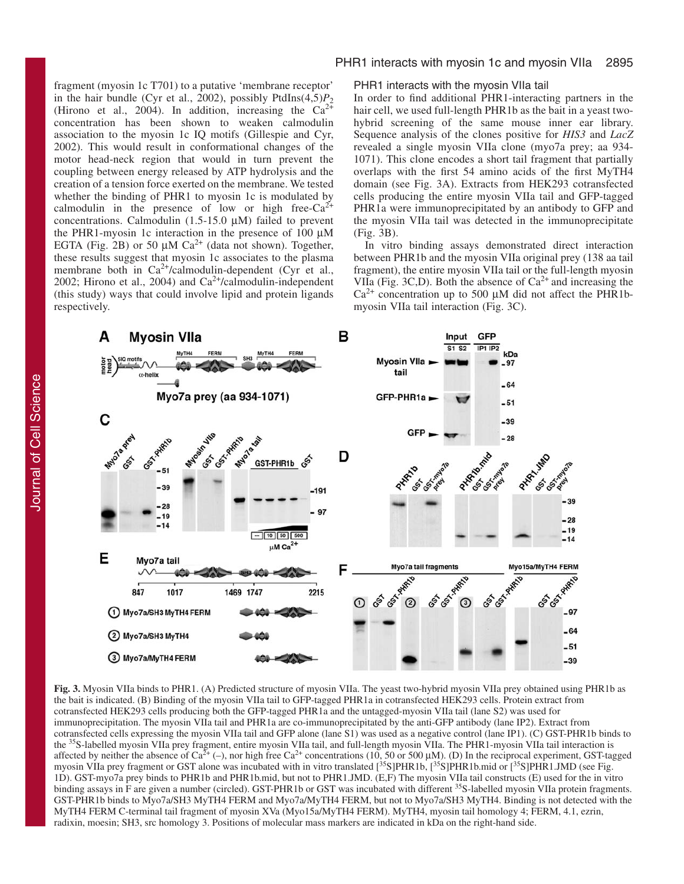fragment (myosin 1c T701) to a putative 'membrane receptor' in the hair bundle (Cyr et al., 2002), possibly PtdIns(4,5)$P_2$ (Hirono et al., 2004). In addition, increasing the $Ca^{2+}$ concentration has been shown to weaken calmodulin association to the myosin 1c IQ motifs (Gillespie and Cyr, 2002). This would result in conformational changes of the motor head-neck region that would in turn prevent the coupling between energy released by ATP hydrolysis and the creation of a tension force exerted on the membrane. We tested whether the binding of PHR1 to myosin 1c is modulated by calmodulin in the presence of low or high free-$Ca^{2+}$ concentrations. Calmodulin (1.5-15.0 μM) failed to prevent the PHR1-myosin 1c interaction in the presence of 100 μM EGTA (Fig. 2B) or 50 μM $Ca^{2+}$ (data not shown). Together, these results suggest that myosin 1c associates to the plasma membrane both in $Ca^{2+}$/calmodulin-dependent (Cyr et al., 2002; Hirono et al., 2004) and $Ca^{2+}$/calmodulin-independent (this study) ways that could involve lipid and protein ligands respectively.

### PHR1 interacts with the myosin VIIa tail

In order to find additional PHR1-interacting partners in the hair cell, we used full-length PHR1b as the bait in a yeast two-hybrid screening of the same mouse inner ear library. Sequence analysis of the clones positive for *HIS3* and *LacZ* revealed a single myosin VIIa clone (myo7a prey; aa 934-1071). This clone encodes a short tail fragment that partially overlaps with the first 54 amino acids of the first MyTH4 domain (see Fig. 3A). Extracts from HEK293 cotransfected cells producing the entire myosin VIIa tail and GFP-tagged PHR1a were immunoprecipitated by an antibody to GFP and the myosin VIIa tail was detected in the immunoprecipitate (Fig. 3B).

In vitro binding assays demonstrated direct interaction between PHR1b and the myosin VIIa original prey (138 aa tail fragment), the entire myosin VIIa tail or the full-length myosin VIIa (Fig. 3C,D). Both the absence of $Ca^{2+}$ and increasing the $Ca^{2+}$ concentration up to 500 μM did not affect the PHR1b-myosin VIIa tail interaction (Fig. 3C).

**Fig. 3.** Myosin VIIa binds to PHR1. (A) Predicted structure of myosin VIIa. The yeast two-hybrid myosin VIIa prey obtained using PHR1b as the bait is indicated. (B) Binding of the myosin VIIa tail to GFP-tagged PHR1a in cotransfected HEK293 cells. Protein extract from cotransfected HEK293 cells producing both the GFP-tagged PHR1a and the untagged-myosin VIIa tail (lane S2) was used for immunoprecipitation. The myosin VIIa tail and PHR1a are co-immunoprecipitated by the anti-GFP antibody (lane IP2). Extract from cotransfected cells expressing the myosin VIIa tail and GFP alone (lane S1) was used as a negative control (lane IP1). (C) GST-PHR1b binds to the $^{35}$S-labelled myosin VIIa prey fragment, entire myosin VIIa tail, and full-length myosin VIIa. The PHR1-myosin VIIa tail interaction is affected by neither the absence of $Ca^{2+}$ (–), nor high free $Ca^{2+}$ concentrations (10, 50 or 500 μM). (D) In the reciprocal experiment, GST-tagged myosin VIIa prey fragment or GST alone was incubated with in vitro translated [$^{35}$S]PHR1b, [$^{35}$S]PHR1b.mid or [$^{35}$S]PHR1.JMD (see Fig. 1D). GST-myo7a prey binds to PHR1b and PHR1b.mid, but not to PHR1.JMD. (E,F) The myosin VIIa tail constructs (E) used for the in vitro binding assays in F are given a number (circled). GST-PHR1b or GST was incubated with different $^{35}$S-labelled myosin VIIa protein fragments. GST-PHR1b binds to Myo7a/SH3 MyTH4 FERM and Myo7a/MyTH4 FERM, but not to Myo7a/SH3 MyTH4. Binding is not detected with the MyTH4 FERM C-terminal tail fragment of myosin XVa (Myo15a/MyTH4 FERM). MyTH4, myosin tail homology 4; FERM, 4.1, ezrin, radixin, moesin; SH3, src homology 3. Positions of molecular mass markers are indicated in kDa on the right-hand side.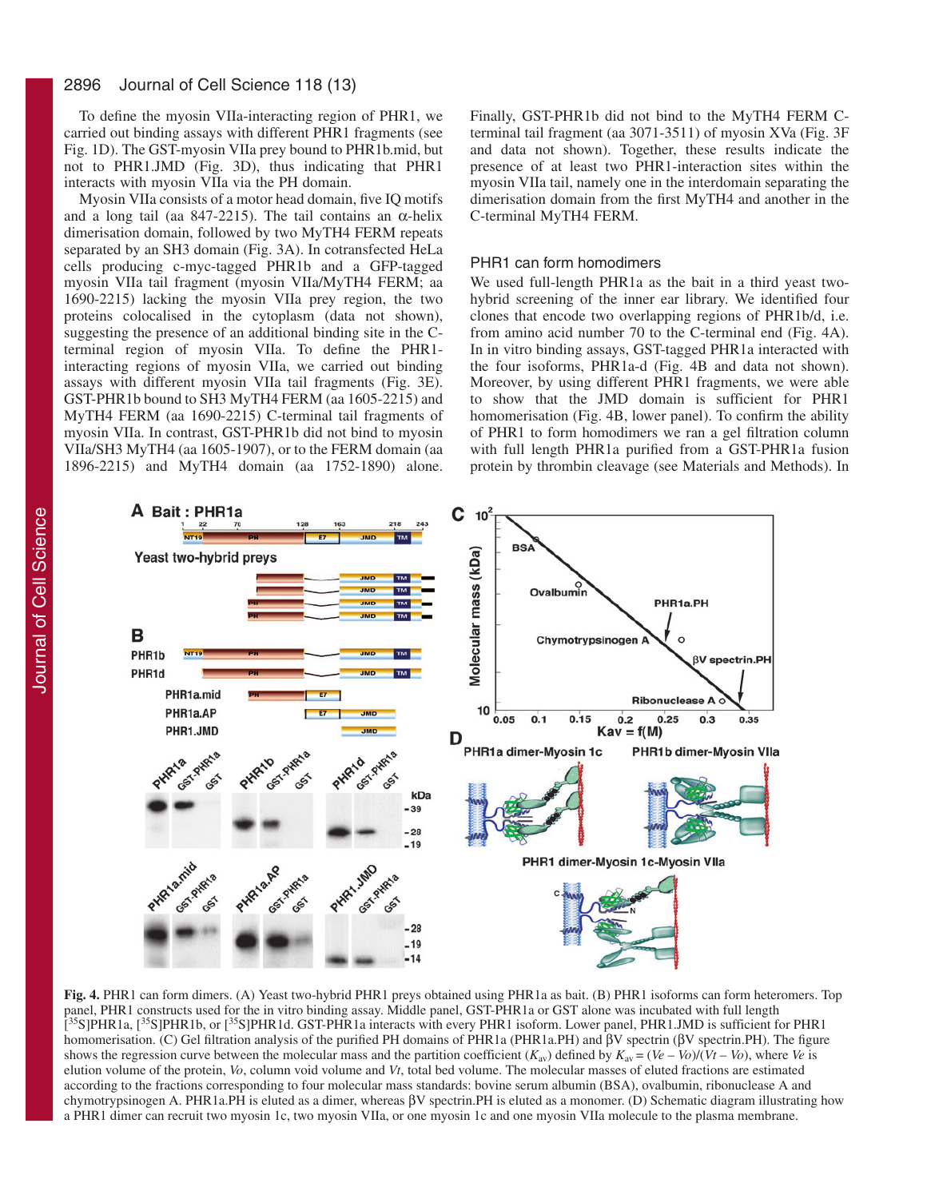To define the myosin VIIa-interacting region of PHR1, we carried out binding assays with different PHR1 fragments (see Fig. 1D). The GST-myosin VIIa prey bound to PHR1b.mid, but not to PHR1.JMD (Fig. 3D), thus indicating that PHR1 interacts with myosin VIIa via the PH domain.

Myosin VIIa consists of a motor head domain, five IQ motifs and a long tail (aa 847-2215). The tail contains an α-helix dimerisation domain, followed by two MyTH4 FERM repeats separated by an SH3 domain (Fig. 3A). In cotransfected HeLa cells producing c-myc-tagged PHR1b and a GFP-tagged myosin VIIa tail fragment (myosin VIIa/MyTH4 FERM; aa 1690-2215) lacking the myosin VIIa prey region, the two proteins colocalised in the cytoplasm (data not shown), suggesting the presence of an additional binding site in the C-terminal region of myosin VIIa. To define the PHR1-interacting regions of myosin VIIa, we carried out binding assays with different myosin VIIa tail fragments (Fig. 3E). GST-PHR1b bound to SH3 MyTH4 FERM (aa 1605-2215) and MyTH4 FERM (aa 1690-2215) C-terminal tail fragments of myosin VIIa. In contrast, GST-PHR1b did not bind to myosin VIIa/SH3 MyTH4 (aa 1605-1907), or to the FERM domain (aa 1896-2215) and MyTH4 domain (aa 1752-1890) alone. Finally, GST-PHR1b did not bind to the MyTH4 FERM C-terminal tail fragment (aa 3071-3511) of myosin XVa (Fig. 3F and data not shown). Together, these results indicate the presence of at least two PHR1-interaction sites within the myosin VIIa tail, namely one in the interdomain separating the dimerisation domain from the first MyTH4 and another in the C-terminal MyTH4 FERM.

### PHR1 can form homodimers

We used full-length PHR1a as the bait in a third yeast two-hybrid screening of the inner ear library. We identified four clones that encode two overlapping regions of PHR1b/d, i.e. from amino acid number 70 to the C-terminal end (Fig. 4A). In in vitro binding assays, GST-tagged PHR1a interacted with the four isoforms, PHR1a-d (Fig. 4B and data not shown). Moreover, by using different PHR1 fragments, we were able to show that the JMD domain is sufficient for PHR1 homomerisation (Fig. 4B, lower panel). To confirm the ability of PHR1 to form homodimers we ran a gel filtration column with full length PHR1a purified from a GST-PHR1a fusion protein by thrombin cleavage (see Materials and Methods). In

**Fig. 4.** PHR1 can form dimers. (A) Yeast two-hybrid PHR1 preys obtained using PHR1a as bait. (B) PHR1 isoforms can form heteromers. Top panel, PHR1 constructs used for the in vitro binding assay. Middle panel, GST-PHR1a or GST alone was incubated with full length [$^{35}$S]PHR1a, [$^{35}$S]PHR1b, or [$^{35}$S]PHR1d. GST-PHR1a interacts with every PHR1 isoform. Lower panel, PHR1.JMD is sufficient for PHR1 homomerisation. (C) Gel filtration analysis of the purified PH domains of PHR1a (PHR1a.PH) and βV spectrin (βV spectrin.PH). The figure shows the regression curve between the molecular mass and the partition coefficient ($K_{av}$) defined by $K_{av} = (Ve - Vo)/(Vt - Vo)$, where $Ve$ is elution volume of the protein, $Vo$, column void volume and $Vt$, total bed volume. The molecular masses of eluted fractions are estimated according to the fractions corresponding to four molecular mass standards: bovine serum albumin (BSA), ovalbumin, ribonuclease A and chymotrypsinogen A. PHR1a.PH is eluted as a dimer, whereas βV spectrin.PH is eluted as a monomer. (D) Schematic diagram illustrating how a PHR1 dimer can recruit two myosin 1c, two myosin VIIa, or one myosin 1c and one myosin VIIa molecule to the plasma membrane.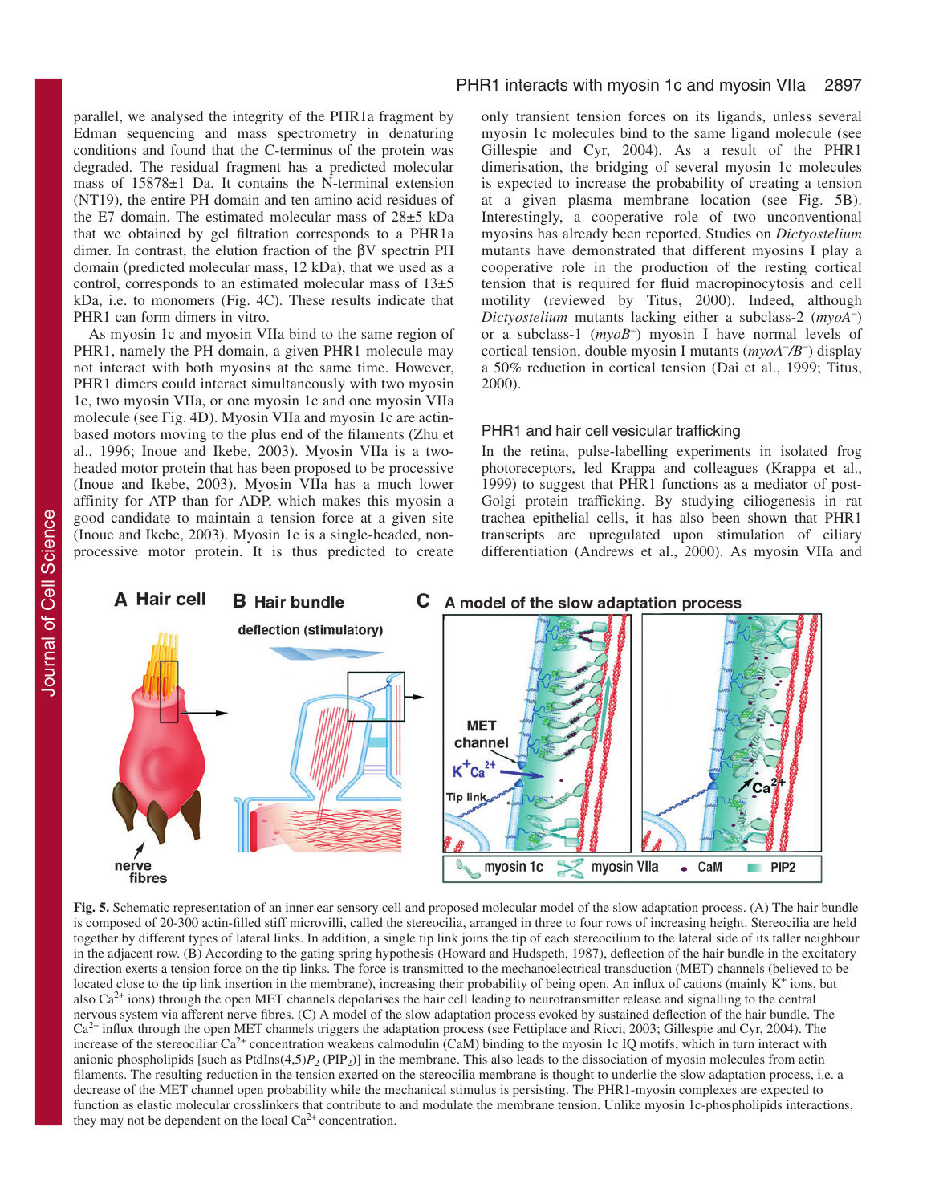parallel, we analysed the integrity of the PHR1a fragment by Edman sequencing and mass spectrometry in denaturing conditions and found that the C-terminus of the protein was degraded. The residual fragment has a predicted molecular mass of 15878±1 Da. It contains the N-terminal extension (NT19), the entire PH domain and ten amino acid residues of the E7 domain. The estimated molecular mass of 28±5 kDa that we obtained by gel filtration corresponds to a PHR1a dimer. In contrast, the elution fraction of the βV spectrin PH domain (predicted molecular mass, 12 kDa), that we used as a control, corresponds to an estimated molecular mass of 13±5 kDa, i.e. to monomers (Fig. 4C). These results indicate that PHR1 can form dimers in vitro.

As myosin 1c and myosin VIIa bind to the same region of PHR1, namely the PH domain, a given PHR1 molecule may not interact with both myosins at the same time. However, PHR1 dimers could interact simultaneously with two myosin 1c, two myosin VIIa, or one myosin 1c and one myosin VIIa molecule (see Fig. 4D). Myosin VIIa and myosin 1c are actin-based motors moving to the plus end of the filaments (Zhu et al., 1996; Inoue and Ikebe, 2003). Myosin VIIa is a two-headed motor protein that has been proposed to be processive (Inoue and Ikebe, 2003). Myosin VIIa has a much lower affinity for ATP than for ADP, which makes this myosin a good candidate to maintain a tension force at a given site (Inoue and Ikebe, 2003). Myosin 1c is a single-headed, non-processive motor protein. It is thus predicted to create only transient tension forces on its ligands, unless several myosin 1c molecules bind to the same ligand molecule (see Gillespie and Cyr, 2004). As a result of the PHR1 dimerisation, the bridging of several myosin 1c molecules is expected to increase the probability of creating a tension at a given plasma membrane location (see Fig. 5B). Interestingly, a cooperative role of two unconventional myosins has already been reported. Studies on *Dictyostelium* mutants have demonstrated that different myosins I play a cooperative role in the production of the resting cortical tension that is required for fluid macropinocytosis and cell motility (reviewed by Titus, 2000). Indeed, although *Dictyostelium* mutants lacking either a subclass-2 ($myoA^{-}$) or a subclass-1 ($myoB^{-}$) myosin I have normal levels of cortical tension, double myosin I mutants ($myoA^{-}/B^{-}$) display a 50% reduction in cortical tension (Dai et al., 1999; Titus, 2000).

### PHR1 and hair cell vesicular trafficking

In the retina, pulse-labelling experiments in isolated frog photoreceptors, led Krappa and colleagues (Krappa et al., 1999) to suggest that PHR1 functions as a mediator of post-Golgi protein trafficking. By studying ciliogenesis in rat trachea epithelial cells, it has also been shown that PHR1 transcripts are upregulated upon stimulation of ciliary differentiation (Andrews et al., 2000). As myosin VIIa and

**Fig. 5.** Schematic representation of an inner ear sensory cell and proposed molecular model of the slow adaptation process. (A) The hair bundle is composed of 20-300 actin-filled stiff microvilli, called the stereocilia, arranged in three to four rows of increasing height. Stereocilia are held together by different types of lateral links. In addition, a single tip link joins the tip of each stereocilium to the lateral side of its taller neighbour in the adjacent row. (B) According to the gating spring hypothesis (Howard and Hudspeth, 1987), deflection of the hair bundle in the excitatory direction exerts a tension force on the tip links. The force is transmitted to the mechanoelectrical transduction (MET) channels (believed to be located close to the tip link insertion in the membrane), increasing their probability of being open. An influx of cations (mainly $K^{+}$ ions, but also $Ca^{2+}$ ions) through the open MET channels depolarises the hair cell leading to neurotransmitter release and signalling to the central nervous system via afferent nerve fibres. (C) A model of the slow adaptation process evoked by sustained deflection of the hair bundle. The $Ca^{2+}$ influx through the open MET channels triggers the adaptation process (see Fettiplace and Ricci, 2003; Gillespie and Cyr, 2004). The increase of the stereociliar $Ca^{2+}$ concentration weakens calmodulin (CaM) binding to the myosin 1c IQ motifs, which in turn interact with anionic phospholipids [such as PtdIns(4,5)$P_2$ ($PIP_2$)] in the membrane. This also leads to the dissociation of myosin molecules from actin filaments. The resulting reduction in the tension exerted on the stereocilia membrane is thought to underlie the slow adaptation process, i.e. a decrease of the MET channel open probability while the mechanical stimulus is persisting. The PHR1-myosin complexes are expected to function as elastic molecular crosslinkers that contribute to and modulate the membrane tension. Unlike myosin 1c-phospholipids interactions, they may not be dependent on the local $Ca^{2+}$ concentration.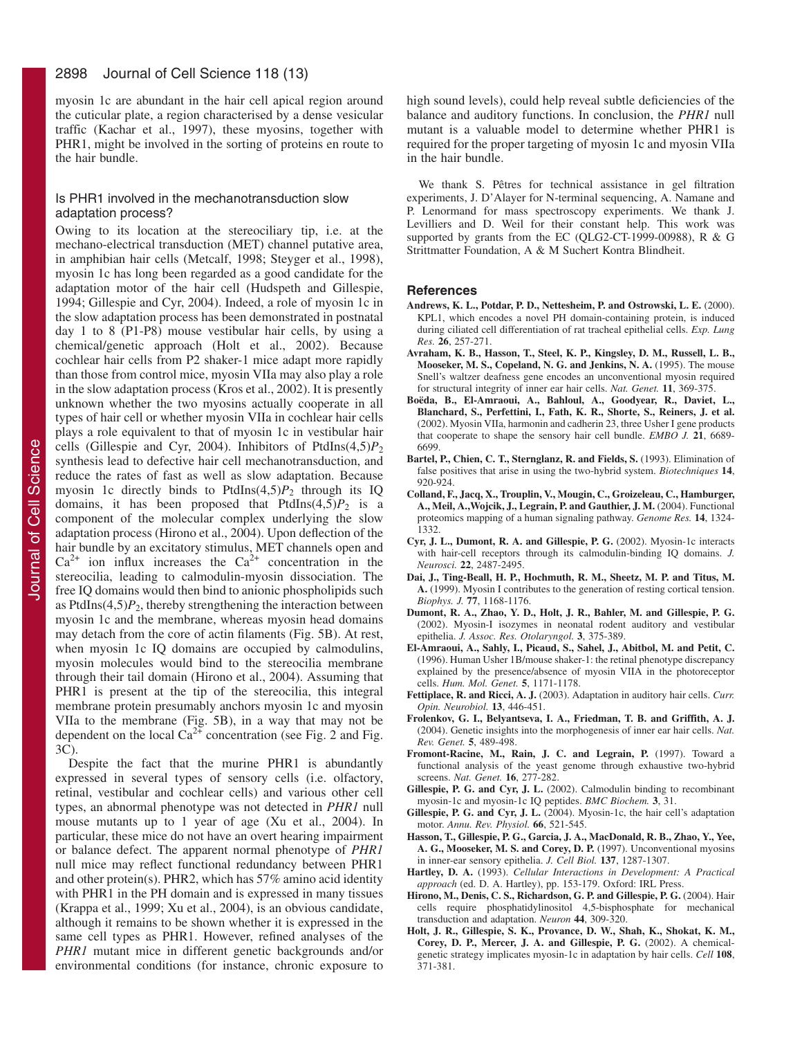myosin 1c are abundant in the hair cell apical region around the cuticular plate, a region characterised by a dense vesicular traffic (Kachar et al., 1997), these myosins, together with PHR1, might be involved in the sorting of proteins en route to the hair bundle.

### Is PHR1 involved in the mechanotransduction slow adaptation process?

Owing to its location at the stereociliary tip, i.e. at the mechano-electrical transduction (MET) channel putative area, in amphibian hair cells (Metcalf, 1998; Steyger et al., 1998), myosin 1c has long been regarded as a good candidate for the adaptation motor of the hair cell (Hudspeth and Gillespie, 1994; Gillespie and Cyr, 2004). Indeed, a role of myosin 1c in the slow adaptation process has been demonstrated in postnatal day 1 to 8 (P1-P8) mouse vestibular hair cells, by using a chemical/genetic approach (Holt et al., 2002). Because cochlear hair cells from P2 shaker-1 mice adapt more rapidly than those from control mice, myosin VIIa may also play a role in the slow adaptation process (Kros et al., 2002). It is presently unknown whether the two myosins actually cooperate in all types of hair cell or whether myosin VIIa in cochlear hair cells plays a role equivalent to that of myosin 1c in vestibular hair cells (Gillespie and Cyr, 2004). Inhibitors of PtdIns(4,5)$P_2$ synthesis lead to defective hair cell mechanotransduction, and reduce the rates of fast as well as slow adaptation. Because myosin 1c directly binds to PtdIns(4,5)$P_2$ through its IQ domains, it has been proposed that PtdIns(4,5)$P_2$ is a component of the molecular complex underlying the slow adaptation process (Hirono et al., 2004). Upon deflection of the hair bundle by an excitatory stimulus, MET channels open and $Ca^{2+}$ ion influx increases the $Ca^{2+}$ concentration in the stereocilia, leading to calmodulin-myosin dissociation. The free IQ domains would then bind to anionic phospholipids such as PtdIns(4,5)$P_2$, thereby strengthening the interaction between myosin 1c and the membrane, whereas myosin head domains may detach from the core of actin filaments (Fig. 5B). At rest, when myosin 1c IQ domains are occupied by calmodulins, myosin molecules would bind to the stereocilia membrane through their tail domain (Hirono et al., 2004). Assuming that PHR1 is present at the tip of the stereocilia, this integral membrane protein presumably anchors myosin 1c and myosin VIIa to the membrane (Fig. 5B), in a way that may not be dependent on the local $Ca^{2+}$ concentration (see Fig. 2 and Fig. 3C).

Despite the fact that the murine PHR1 is abundantly expressed in several types of sensory cells (i.e. olfactory, retinal, vestibular and cochlear cells) and various other cell types, an abnormal phenotype was not detected in *PHR1* null mouse mutants up to 1 year of age (Xu et al., 2004). In particular, these mice do not have an overt hearing impairment or balance defect. The apparent normal phenotype of *PHR1* null mice may reflect functional redundancy between PHR1 and other protein(s). PHR2, which has 57% amino acid identity with PHR1 in the PH domain and is expressed in many tissues (Krappa et al., 1999; Xu et al., 2004), is an obvious candidate, although it remains to be shown whether it is expressed in the same cell types as PHR1. However, refined analyses of the *PHR1* mutant mice in different genetic backgrounds and/or environmental conditions (for instance, chronic exposure to high sound levels), could help reveal subtle deficiencies of the balance and auditory functions. In conclusion, the *PHR1* null mutant is a valuable model to determine whether PHR1 is required for the proper targeting of myosin 1c and myosin VIIa in the hair bundle.

We thank S. Pêtres for technical assistance in gel filtration experiments, J. D'Alayer for N-terminal sequencing, A. Namane and P. Lenormand for mass spectroscopy experiments. We thank J. Levilliers and D. Weil for their constant help. This work was supported by grants from the EC (QLG2-CT-1999-00988), R & G Strittmatter Foundation, A & M Suchert Kontra Blindheit.

## References

**Andrews, K. L., Potdar, P. D., Nettesheim, P. and Ostrowski, L. E.** (2000). KPL1, which encodes a novel PH domain-containing protein, is induced during ciliated cell differentiation of rat tracheal epithelial cells. *Exp. Lung Res.* **26**, 257-271.

**Avraham, K. B., Hasson, T., Steel, K. P., Kingsley, D. M., Russell, L. B., Mooseker, M. S., Copeland, N. G. and Jenkins, N. A.** (1995). The mouse Snell's waltzer deafness gene encodes an unconventional myosin required for structural integrity of inner ear hair cells. *Nat. Genet.* **11**, 369-375.

**Boëda, B., El-Amraoui, A., Bahloul, A., Goodyear, R., Daviet, L., Blanchard, S., Perfettini, I., Fath, K. R., Shorte, S., Reiners, J. et al.** (2002). Myosin VIIa, harmonin and cadherin 23, three Usher I gene products that cooperate to shape the sensory hair cell bundle. *EMBO J.* **21**, 6689-6699.

**Bartel, P., Chien, C. T., Sternglanz, R. and Fields, S.** (1993). Elimination of false positives that arise in using the two-hybrid system. *Biotechniques* **14**, 920-924.

**Colland, F., Jacq, X., Trouplin, V., Mougin, C., Groizeleau, C., Hamburger, A., Meil, A.,Wojcik, J., Legrain, P. and Gauthier, J. M.** (2004). Functional proteomics mapping of a human signaling pathway. *Genome Res.* **14**, 1324-1332.

**Cyr, J. L., Dumont, R. A. and Gillespie, P. G.** (2002). Myosin-1c interacts with hair-cell receptors through its calmodulin-binding IQ domains. *J. Neurosci.* **22**, 2487-2495.

**Dai, J., Ting-Beall, H. P., Hochmuth, R. M., Sheetz, M. P. and Titus, M. A.** (1999). Myosin I contributes to the generation of resting cortical tension. *Biophys. J.* **77**, 1168-1176.

**Dumont, R. A., Zhao, Y. D., Holt, J. R., Bahler, M. and Gillespie, P. G.** (2002). Myosin-I isozymes in neonatal rodent auditory and vestibular epithelia. *J. Assoc. Res. Otolaryngol.* **3**, 375-389.

**El-Amraoui, A., Sahly, I., Picaud, S., Sahel, J., Abitbol, M. and Petit, C.** (1996). Human Usher 1B/mouse shaker-1: the retinal phenotype discrepancy explained by the presence/absence of myosin VIIA in the photoreceptor cells. *Hum. Mol. Genet.* **5**, 1171-1178.

**Fettiplace, R. and Ricci, A. J.** (2003). Adaptation in auditory hair cells. *Curr. Opin. Neurobiol.* **13**, 446-451.

**Frolenkov, G. I., Belyantseva, I. A., Friedman, T. B. and Griffith, A. J.** (2004). Genetic insights into the morphogenesis of inner ear hair cells. *Nat. Rev. Genet.* **5**, 489-498.

**Fromont-Racine, M., Rain, J. C. and Legrain, P.** (1997). Toward a functional analysis of the yeast genome through exhaustive two-hybrid screens. *Nat. Genet.* **16**, 277-282.

**Gillespie, P. G. and Cyr, J. L.** (2002). Calmodulin binding to recombinant myosin-1c and myosin-1c IQ peptides. *BMC Biochem.* **3**, 31.

**Gillespie, P. G. and Cyr, J. L.** (2004). Myosin-1c, the hair cell's adaptation motor. *Annu. Rev. Physiol.* **66**, 521-545.

**Hasson, T., Gillespie, P. G., Garcia, J. A., MacDonald, R. B., Zhao, Y., Yee, A. G., Mooseker, M. S. and Corey, D. P.** (1997). Unconventional myosins in inner-ear sensory epithelia. *J. Cell Biol.* **137**, 1287-1307.

**Hartley, D. A.** (1993). *Cellular Interactions in Development: A Practical approach* (ed. D. A. Hartley), pp. 153-179. Oxford: IRL Press.

**Hirono, M., Denis, C. S., Richardson, G. P. and Gillespie, P. G.** (2004). Hair cells require phosphatidylinositol 4,5-bisphosphate for mechanical transduction and adaptation. *Neuron* **44**, 309-320.

**Holt, J. R., Gillespie, S. K., Provance, D. W., Shah, K., Shokat, K. M., Corey, D. P., Mercer, J. A. and Gillespie, P. G.** (2002). A chemical-genetic strategy implicates myosin-1c in adaptation by hair cells. *Cell* **108**, 371-381.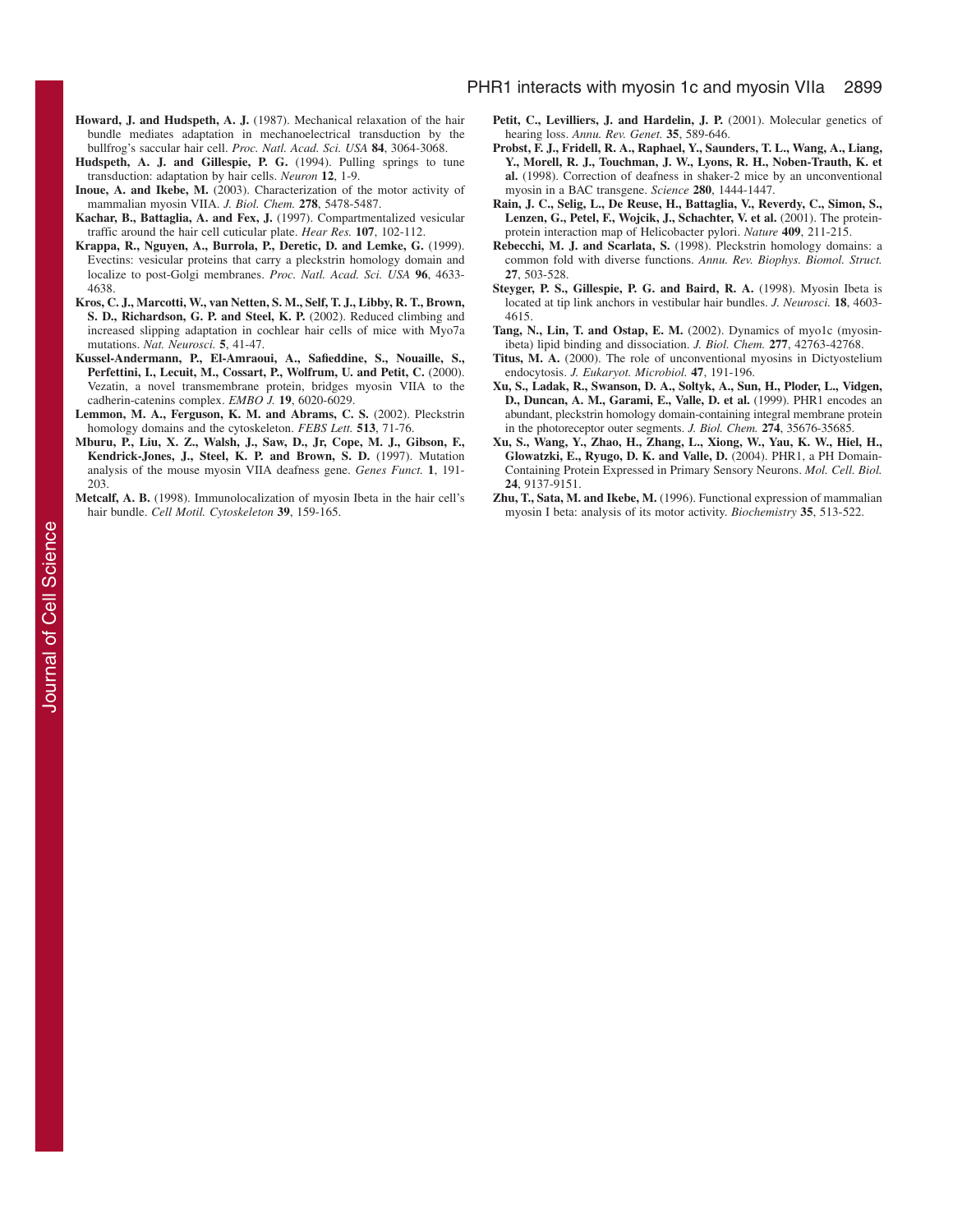**Howard, J. and Hudspeth, A. J.** (1987). Mechanical relaxation of the hair bundle mediates adaptation in mechanoelectrical transduction by the bullfrog's saccular hair cell. *Proc. Natl. Acad. Sci. USA* **84**, 3064-3068.

**Hudspeth, A. J. and Gillespie, P. G.** (1994). Pulling springs to tune transduction: adaptation by hair cells. *Neuron* **12**, 1-9.

**Inoue, A. and Ikebe, M.** (2003). Characterization of the motor activity of mammalian myosin VIIA. *J. Biol. Chem.* **278**, 5478-5487.

**Kachar, B., Battaglia, A. and Fex, J.** (1997). Compartmentalized vesicular traffic around the hair cell cuticular plate. *Hear Res.* **107**, 102-112.

**Krappa, R., Nguyen, A., Burrola, P., Deretic, D. and Lemke, G.** (1999). Evectins: vesicular proteins that carry a pleckstrin homology domain and localize to post-Golgi membranes. *Proc. Natl. Acad. Sci. USA* **96**, 4633-4638.

**Kros, C. J., Marcotti, W., van Netten, S. M., Self, T. J., Libby, R. T., Brown, S. D., Richardson, G. P. and Steel, K. P.** (2002). Reduced climbing and increased slipping adaptation in cochlear hair cells of mice with Myo7a mutations. *Nat. Neurosci.* **5**, 41-47.

**Kussel-Andermann, P., El-Amraoui, A., Safieddine, S., Nouaille, S., Perfettini, I., Lecuit, M., Cossart, P., Wolfrum, U. and Petit, C.** (2000). Vezatin, a novel transmembrane protein, bridges myosin VIIA to the cadherin-catenins complex. *EMBO J.* **19**, 6020-6029.

**Lemmon, M. A., Ferguson, K. M. and Abrams, C. S.** (2002). Pleckstrin homology domains and the cytoskeleton. *FEBS Lett.* **513**, 71-76.

**Mburu, P., Liu, X. Z., Walsh, J., Saw, D., Jr, Cope, M. J., Gibson, F., Kendrick-Jones, J., Steel, K. P. and Brown, S. D.** (1997). Mutation analysis of the mouse myosin VIIA deafness gene. *Genes Funct.* **1**, 191-203.

**Metcalf, A. B.** (1998). Immunolocalization of myosin Ibeta in the hair cell's hair bundle. *Cell Motil. Cytoskeleton* **39**, 159-165.

**Petit, C., Levilliers, J. and Hardelin, J. P.** (2001). Molecular genetics of hearing loss. *Annu. Rev. Genet.* **35**, 589-646.

**Probst, F. J., Fridell, R. A., Raphael, Y., Saunders, T. L., Wang, A., Liang, Y., Morell, R. J., Touchman, J. W., Lyons, R. H., Noben-Trauth, K. et al.** (1998). Correction of deafness in shaker-2 mice by an unconventional myosin in a BAC transgene. *Science* **280**, 1444-1447.

**Rain, J. C., Selig, L., De Reuse, H., Battaglia, V., Reverdy, C., Simon, S., Lenzen, G., Petel, F., Wojcik, J., Schachter, V. et al.** (2001). The protein-protein interaction map of Helicobacter pylori. *Nature* **409**, 211-215.

**Rebecchi, M. J. and Scarlata, S.** (1998). Pleckstrin homology domains: a common fold with diverse functions. *Annu. Rev. Biophys. Biomol. Struct.* **27**, 503-528.

**Steyger, P. S., Gillespie, P. G. and Baird, R. A.** (1998). Myosin Ibeta is located at tip link anchors in vestibular hair bundles. *J. Neurosci.* **18**, 4603-4615.

**Tang, N., Lin, T. and Ostap, E. M.** (2002). Dynamics of myo1c (myosin-ibeta) lipid binding and dissociation. *J. Biol. Chem.* **277**, 42763-42768.

**Titus, M. A.** (2000). The role of unconventional myosins in Dictyostelium endocytosis. *J. Eukaryot. Microbiol.* **47**, 191-196.

**Xu, S., Ladak, R., Swanson, D. A., Soltyk, A., Sun, H., Ploder, L., Vidgen, D., Duncan, A. M., Garami, E., Valle, D. et al.** (1999). PHR1 encodes an abundant, pleckstrin homology domain-containing integral membrane protein in the photoreceptor outer segments. *J. Biol. Chem.* **274**, 35676-35685.

**Xu, S., Wang, Y., Zhao, H., Zhang, L., Xiong, W., Yau, K. W., Hiel, H., Glowatzki, E., Ryugo, D. K. and Valle, D.** (2004). PHR1, a PH Domain-Containing Protein Expressed in Primary Sensory Neurons. *Mol. Cell. Biol.* **24**, 9137-9151.

**Zhu, T., Sata, M. and Ikebe, M.** (1996). Functional expression of mammalian myosin I beta: analysis of its motor activity. *Biochemistry* **35**, 513-522.